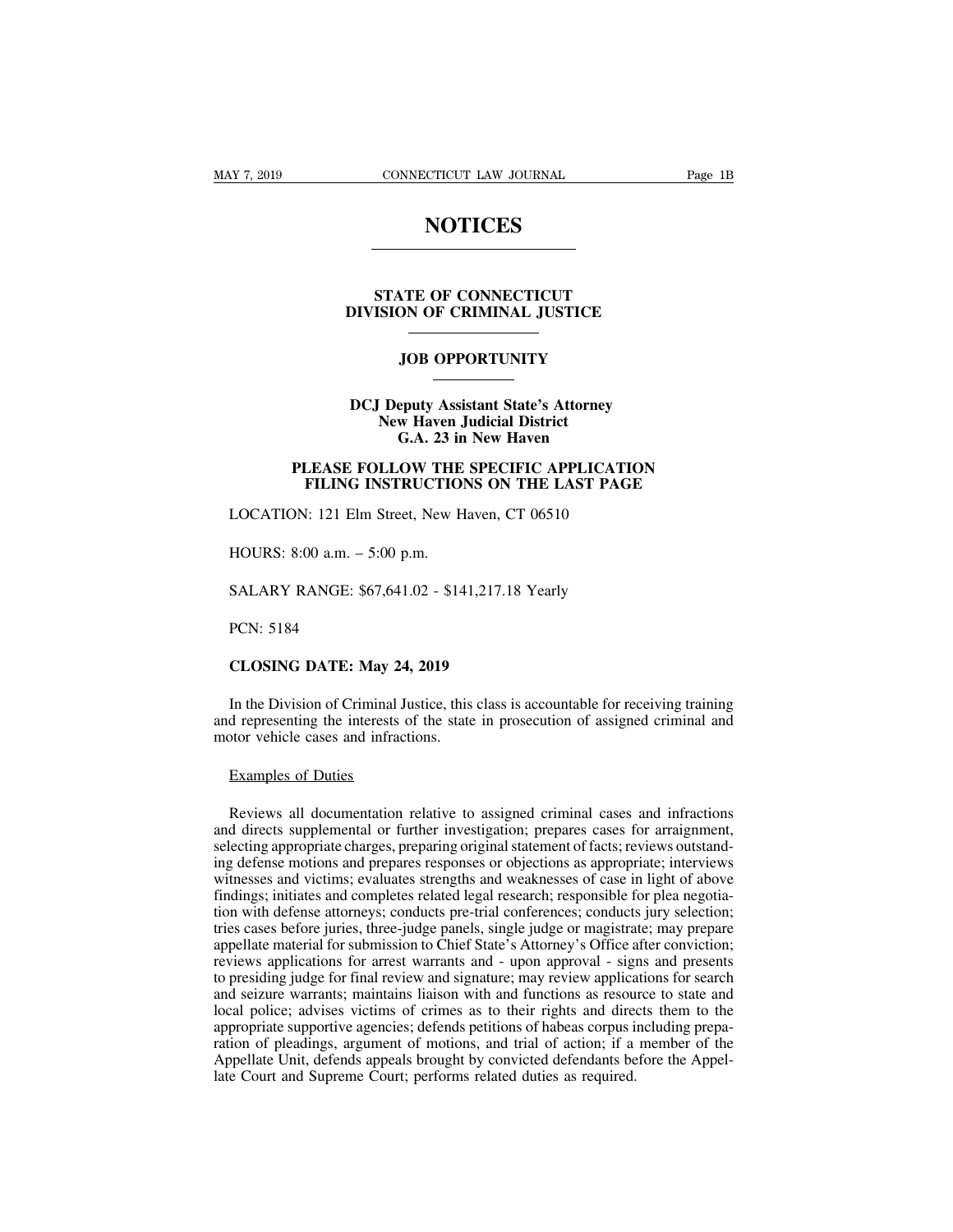# NOTICES

## STATE OF CONNECTICUT
## DIVISION OF CRIMINAL JUSTICE

### JOB OPPORTUNITY

**DCJ Deputy Assistant State's Attorney**
**New Haven Judicial District**
**G.A. 23 in New Haven**

**PLEASE FOLLOW THE SPECIFIC APPLICATION FILING INSTRUCTIONS ON THE LAST PAGE**

LOCATION: 121 Elm Street, New Haven, CT 06510

HOURS: 8:00 a.m. – 5:00 p.m.

SALARY RANGE: $67,641.02 - $141,217.18 Yearly

PCN: 5184

**CLOSING DATE: May 24, 2019**

In the Division of Criminal Justice, this class is accountable for receiving training and representing the interests of the state in prosecution of assigned criminal and motor vehicle cases and infractions.

Examples of Duties

Reviews all documentation relative to assigned criminal cases and infractions and directs supplemental or further investigation; prepares cases for arraignment, selecting appropriate charges, preparing original statement of facts; reviews outstanding defense motions and prepares responses or objections as appropriate; interviews witnesses and victims; evaluates strengths and weaknesses of case in light of above findings; initiates and completes related legal research; responsible for plea negotiation with defense attorneys; conducts pre-trial conferences; conducts jury selection; tries cases before juries, three-judge panels, single judge or magistrate; may prepare appellate material for submission to Chief State's Attorney's Office after conviction; reviews applications for arrest warrants and - upon approval - signs and presents to presiding judge for final review and signature; may review applications for search and seizure warrants; maintains liaison with and functions as resource to state and local police; advises victims of crimes as to their rights and directs them to the appropriate supportive agencies; defends petitions of habeas corpus including preparation of pleadings, argument of motions, and trial of action; if a member of the Appellate Unit, defends appeals brought by convicted defendants before the Appellate Court and Supreme Court; performs related duties as required.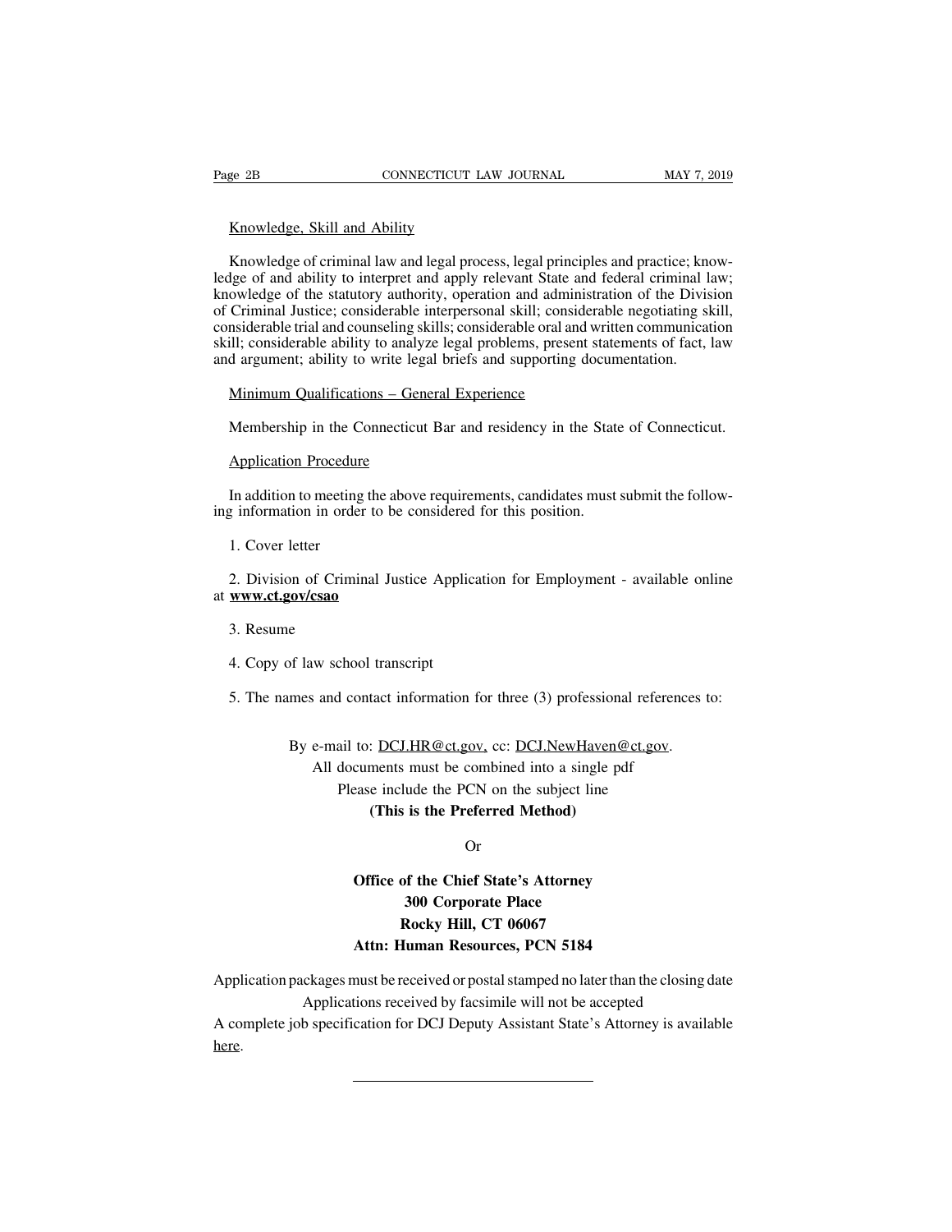Knowledge, Skill and Ability

Knowledge of criminal law and legal process, legal principles and practice; knowledge of and ability to interpret and apply relevant State and federal criminal law; knowledge of the statutory authority, operation and administration of the Division of Criminal Justice; considerable interpersonal skill; considerable negotiating skill, considerable trial and counseling skills; considerable oral and written communication skill; considerable ability to analyze legal problems, present statements of fact, law and argument; ability to write legal briefs and supporting documentation.

Minimum Qualifications – General Experience

Membership in the Connecticut Bar and residency in the State of Connecticut.

Application Procedure

In addition to meeting the above requirements, candidates must submit the following information in order to be considered for this position.

1. Cover letter

2. Division of Criminal Justice Application for Employment - available online at **www.ct.gov/csao**

3. Resume

4. Copy of law school transcript

5. The names and contact information for three (3) professional references to:

By e-mail to: DCJ.HR@ct.gov, cc: DCJ.NewHaven@ct.gov.
All documents must be combined into a single pdf
Please include the PCN on the subject line
**(This is the Preferred Method)**

Or

**Office of the Chief State's Attorney**
**300 Corporate Place**
**Rocky Hill, CT 06067**
**Attn: Human Resources, PCN 5184**

Application packages must be received or postal stamped no later than the closing date
Applications received by facsimile will not be accepted
A complete job specification for DCJ Deputy Assistant State's Attorney is available here.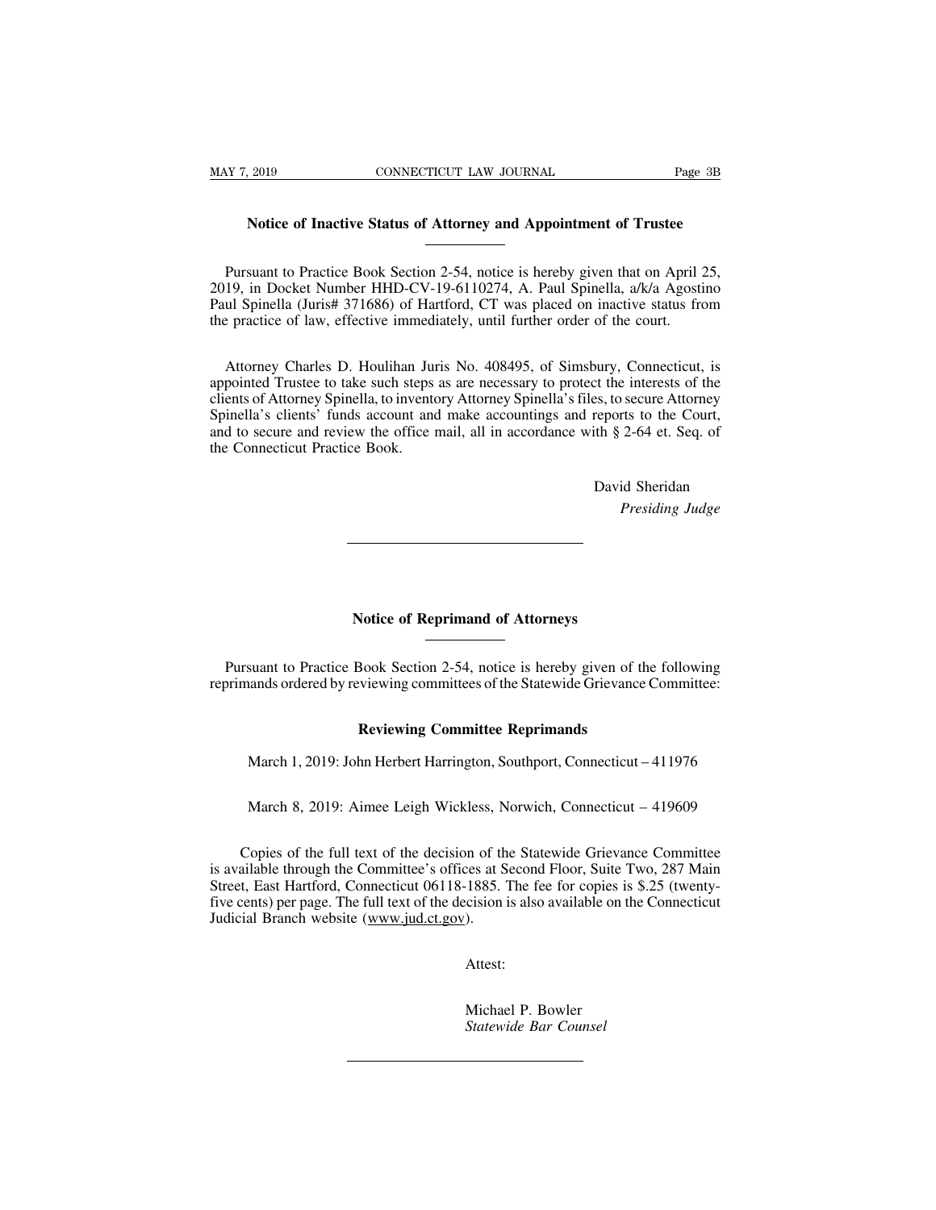## Notice of Inactive Status of Attorney and Appointment of Trustee

Pursuant to Practice Book Section 2-54, notice is hereby given that on April 25, 2019, in Docket Number HHD-CV-19-6110274, A. Paul Spinella, a/k/a Agostino Paul Spinella (Juris# 371686) of Hartford, CT was placed on inactive status from the practice of law, effective immediately, until further order of the court.

Attorney Charles D. Houlihan Juris No. 408495, of Simsbury, Connecticut, is appointed Trustee to take such steps as are necessary to protect the interests of the clients of Attorney Spinella, to inventory Attorney Spinella's files, to secure Attorney Spinella's clients' funds account and make accountings and reports to the Court, and to secure and review the office mail, all in accordance with § 2-64 et. Seq. of the Connecticut Practice Book.

David Sheridan
*Presiding Judge*

---

## Notice of Reprimand of Attorneys

Pursuant to Practice Book Section 2-54, notice is hereby given of the following reprimands ordered by reviewing committees of the Statewide Grievance Committee:

### Reviewing Committee Reprimands

March 1, 2019: John Herbert Harrington, Southport, Connecticut – 411976

March 8, 2019: Aimee Leigh Wickless, Norwich, Connecticut – 419609

Copies of the full text of the decision of the Statewide Grievance Committee is available through the Committee's offices at Second Floor, Suite Two, 287 Main Street, East Hartford, Connecticut 06118-1885. The fee for copies is $.25 (twenty-five cents) per page. The full text of the decision is also available on the Connecticut Judicial Branch website (www.jud.ct.gov).

Attest:

Michael P. Bowler
*Statewide Bar Counsel*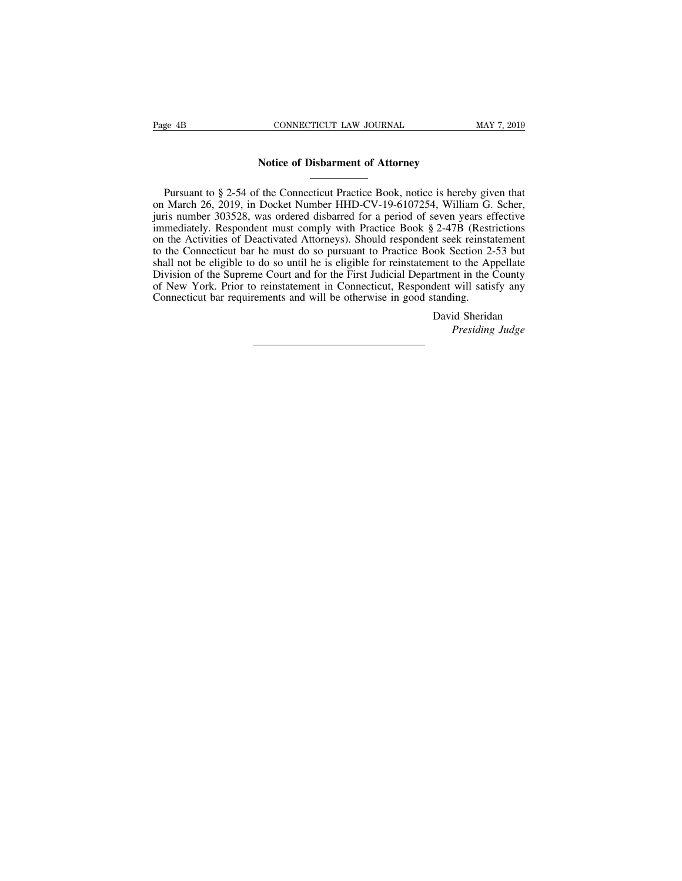## Notice of Disbarment of Attorney

Pursuant to § 2-54 of the Connecticut Practice Book, notice is hereby given that on March 26, 2019, in Docket Number HHD-CV-19-6107254, William G. Scher, juris number 303528, was ordered disbarred for a period of seven years effective immediately. Respondent must comply with Practice Book § 2-47B (Restrictions on the Activities of Deactivated Attorneys). Should respondent seek reinstatement to the Connecticut bar he must do so pursuant to Practice Book Section 2-53 but shall not be eligible to do so until he is eligible for reinstatement to the Appellate Division of the Supreme Court and for the First Judicial Department in the County of New York. Prior to reinstatement in Connecticut, Respondent will satisfy any Connecticut bar requirements and will be otherwise in good standing.

David Sheridan
*Presiding Judge*